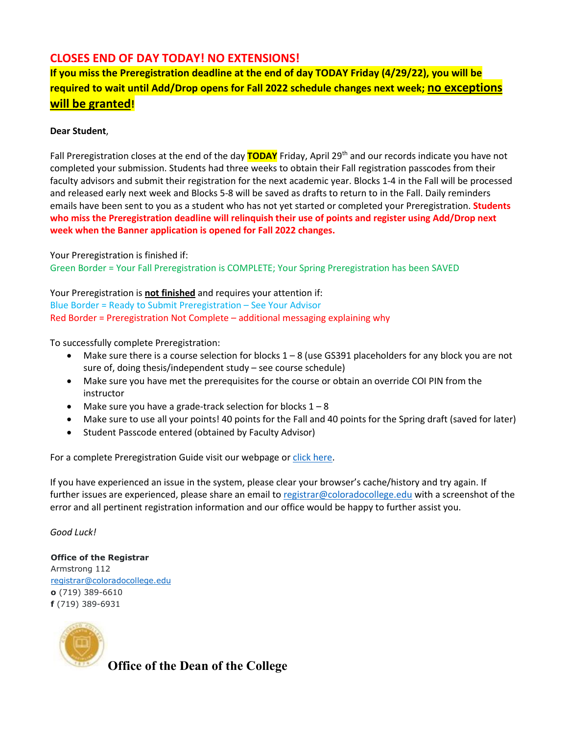## CLOSES END OF DAY TODAY! NO EXTENSIONS!

**If you miss the Preregistration deadline at the end of day TODAY Friday (4/29/22), you will be required to wait until Add/Drop opens for Fall 2022 schedule changes next week; no exceptions will be granted!**

**Dear Student**,

Fall Preregistration closes at the end of the day **TODAY** Friday, April 29th and our records indicate you have not completed your submission. Students had three weeks to obtain their Fall registration passcodes from their faculty advisors and submit their registration for the next academic year. Blocks 1-4 in the Fall will be processed and released early next week and Blocks 5-8 will be saved as drafts to return to in the Fall. Daily reminders emails have been sent to you as a student who has not yet started or completed your Preregistration. **Students who miss the Preregistration deadline will relinquish their use of points and register using Add/Drop next week when the Banner application is opened for Fall 2022 changes.**

Your Preregistration is finished if:
Green Border = Your Fall Preregistration is COMPLETE; Your Spring Preregistration has been SAVED

Your Preregistration is **not finished** and requires your attention if:
Blue Border = Ready to Submit Preregistration – See Your Advisor
Red Border = Preregistration Not Complete – additional messaging explaining why

To successfully complete Preregistration:

- Make sure there is a course selection for blocks 1 – 8 (use GS391 placeholders for any block you are not sure of, doing thesis/independent study – see course schedule)
- Make sure you have met the prerequisites for the course or obtain an override COI PIN from the instructor
- Make sure you have a grade-track selection for blocks 1 – 8
- Make sure to use all your points! 40 points for the Fall and 40 points for the Spring draft (saved for later)
- Student Passcode entered (obtained by Faculty Advisor)

For a complete Preregistration Guide visit our webpage or click here.

If you have experienced an issue in the system, please clear your browser's cache/history and try again. If further issues are experienced, please share an email to registrar@coloradocollege.edu with a screenshot of the error and all pertinent registration information and our office would be happy to further assist you.

*Good Luck!*

**Office of the Registrar**
Armstrong 112
registrar@coloradocollege.edu
**o** (719) 389-6610
**f** (719) 389-6931

**Office of the Dean of the College**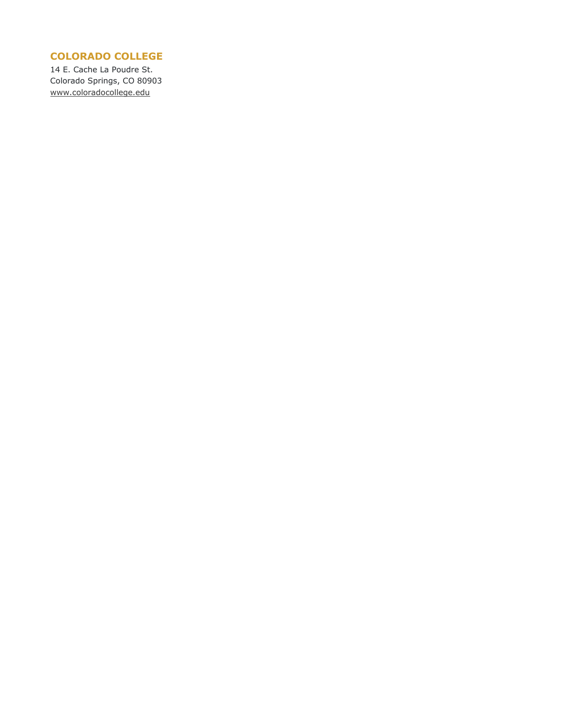**COLORADO COLLEGE**

14 E. Cache La Poudre St.
Colorado Springs, CO 80903
www.coloradocollege.edu